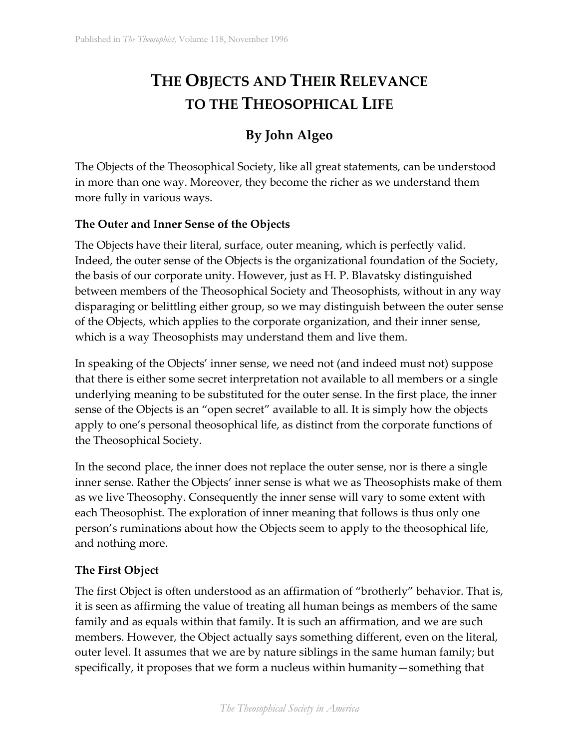Published in *The Theosophist*, Volume 118, November 1996

# THE OBJECTS AND THEIR RELEVANCE TO THE THEOSOPHICAL LIFE

## By John Algeo

The Objects of the Theosophical Society, like all great statements, can be understood in more than one way. Moreover, they become the richer as we understand them more fully in various ways.

### The Outer and Inner Sense of the Objects

The Objects have their literal, surface, outer meaning, which is perfectly valid. Indeed, the outer sense of the Objects is the organizational foundation of the Society, the basis of our corporate unity. However, just as H. P. Blavatsky distinguished between members of the Theosophical Society and Theosophists, without in any way disparaging or belittling either group, so we may distinguish between the outer sense of the Objects, which applies to the corporate organization, and their inner sense, which is a way Theosophists may understand them and live them.

In speaking of the Objects' inner sense, we need not (and indeed must not) suppose that there is either some secret interpretation not available to all members or a single underlying meaning to be substituted for the outer sense. In the first place, the inner sense of the Objects is an "open secret" available to all. It is simply how the objects apply to one's personal theosophical life, as distinct from the corporate functions of the Theosophical Society.

In the second place, the inner does not replace the outer sense, nor is there a single inner sense. Rather the Objects' inner sense is what we as Theosophists make of them as we live Theosophy. Consequently the inner sense will vary to some extent with each Theosophist. The exploration of inner meaning that follows is thus only one person's ruminations about how the Objects seem to apply to the theosophical life, and nothing more.

### The First Object

The first Object is often understood as an affirmation of "brotherly" behavior. That is, it is seen as affirming the value of treating all human beings as members of the same family and as equals within that family. It is such an affirmation, and we are such members. However, the Object actually says something different, even on the literal, outer level. It assumes that we are by nature siblings in the same human family; but specifically, it proposes that we form a nucleus within humanity—something that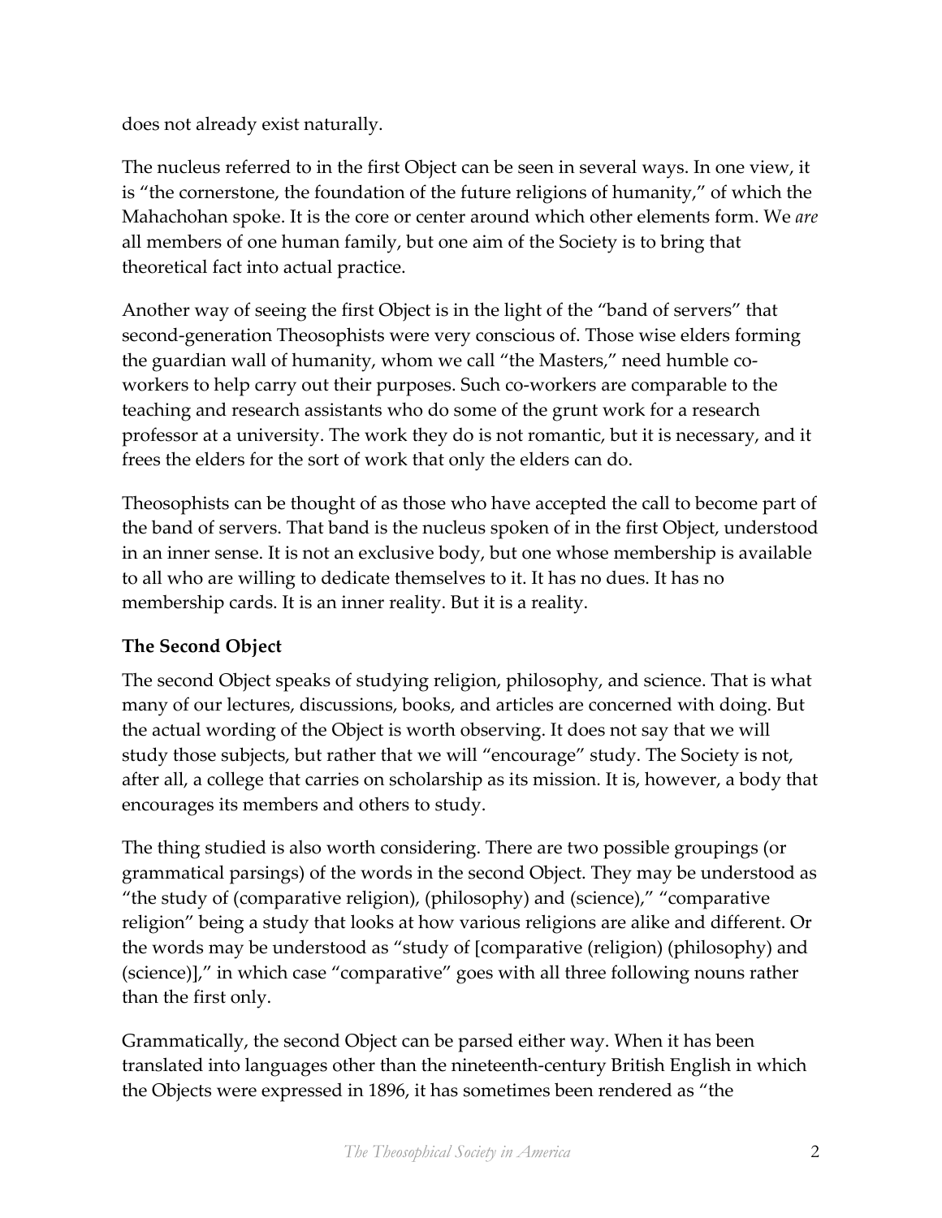does not already exist naturally.

The nucleus referred to in the first Object can be seen in several ways. In one view, it is "the cornerstone, the foundation of the future religions of humanity," of which the Mahachohan spoke. It is the core or center around which other elements form. We *are* all members of one human family, but one aim of the Society is to bring that theoretical fact into actual practice.

Another way of seeing the first Object is in the light of the "band of servers" that second-generation Theosophists were very conscious of. Those wise elders forming the guardian wall of humanity, whom we call "the Masters," need humble co-workers to help carry out their purposes. Such co-workers are comparable to the teaching and research assistants who do some of the grunt work for a research professor at a university. The work they do is not romantic, but it is necessary, and it frees the elders for the sort of work that only the elders can do.

Theosophists can be thought of as those who have accepted the call to become part of the band of servers. That band is the nucleus spoken of in the first Object, understood in an inner sense. It is not an exclusive body, but one whose membership is available to all who are willing to dedicate themselves to it. It has no dues. It has no membership cards. It is an inner reality. But it is a reality.

### The Second Object

The second Object speaks of studying religion, philosophy, and science. That is what many of our lectures, discussions, books, and articles are concerned with doing. But the actual wording of the Object is worth observing. It does not say that we will study those subjects, but rather that we will "encourage" study. The Society is not, after all, a college that carries on scholarship as its mission. It is, however, a body that encourages its members and others to study.

The thing studied is also worth considering. There are two possible groupings (or grammatical parsings) of the words in the second Object. They may be understood as "the study of (comparative religion), (philosophy) and (science)," "comparative religion" being a study that looks at how various religions are alike and different. Or the words may be understood as "study of [comparative (religion) (philosophy) and (science)]," in which case "comparative" goes with all three following nouns rather than the first only.

Grammatically, the second Object can be parsed either way. When it has been translated into languages other than the nineteenth-century British English in which the Objects were expressed in 1896, it has sometimes been rendered as "the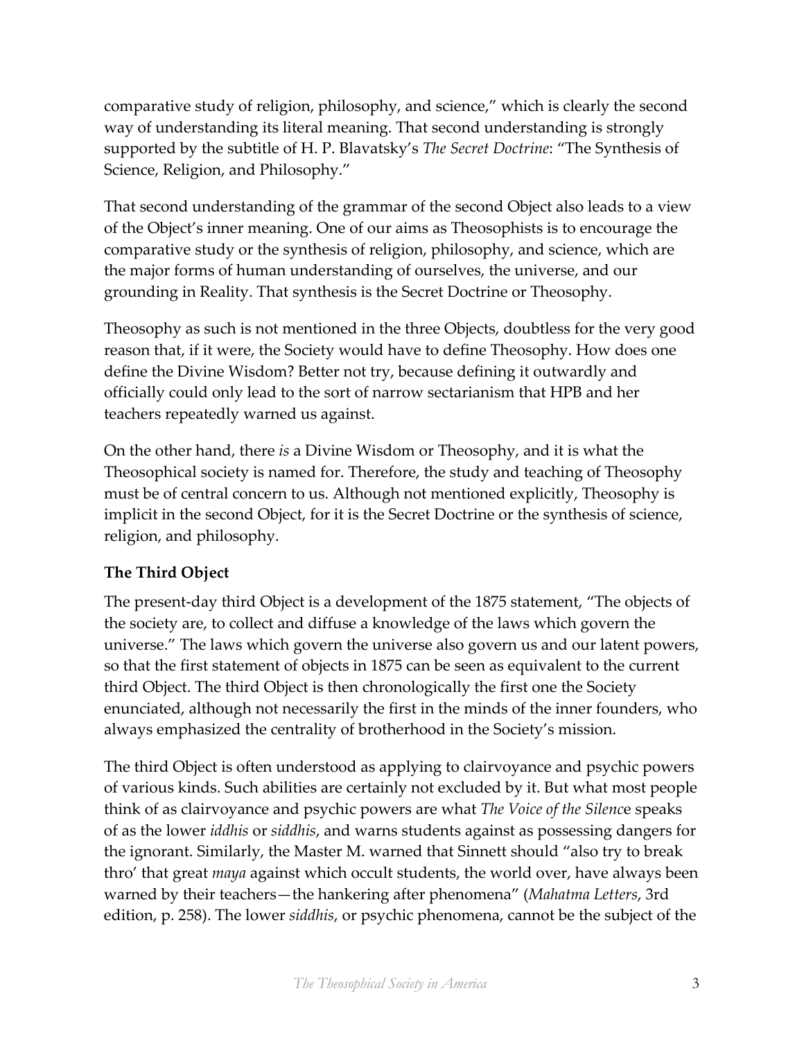comparative study of religion, philosophy, and science," which is clearly the second way of understanding its literal meaning. That second understanding is strongly supported by the subtitle of H. P. Blavatsky's *The Secret Doctrine*: "The Synthesis of Science, Religion, and Philosophy."

That second understanding of the grammar of the second Object also leads to a view of the Object's inner meaning. One of our aims as Theosophists is to encourage the comparative study or the synthesis of religion, philosophy, and science, which are the major forms of human understanding of ourselves, the universe, and our grounding in Reality. That synthesis is the Secret Doctrine or Theosophy.

Theosophy as such is not mentioned in the three Objects, doubtless for the very good reason that, if it were, the Society would have to define Theosophy. How does one define the Divine Wisdom? Better not try, because defining it outwardly and officially could only lead to the sort of narrow sectarianism that HPB and her teachers repeatedly warned us against.

On the other hand, there *is* a Divine Wisdom or Theosophy, and it is what the Theosophical society is named for. Therefore, the study and teaching of Theosophy must be of central concern to us. Although not mentioned explicitly, Theosophy is implicit in the second Object, for it is the Secret Doctrine or the synthesis of science, religion, and philosophy.

### The Third Object

The present-day third Object is a development of the 1875 statement, "The objects of the society are, to collect and diffuse a knowledge of the laws which govern the universe." The laws which govern the universe also govern us and our latent powers, so that the first statement of objects in 1875 can be seen as equivalent to the current third Object. The third Object is then chronologically the first one the Society enunciated, although not necessarily the first in the minds of the inner founders, who always emphasized the centrality of brotherhood in the Society's mission.

The third Object is often understood as applying to clairvoyance and psychic powers of various kinds. Such abilities are certainly not excluded by it. But what most people think of as clairvoyance and psychic powers are what *The Voice of the Silence* speaks of as the lower *iddhis* or *siddhis*, and warns students against as possessing dangers for the ignorant. Similarly, the Master M. warned that Sinnett should "also try to break thro' that great *maya* against which occult students, the world over, have always been warned by their teachers—the hankering after phenomena" (*Mahatma Letters*, 3rd edition, p. 258). The lower *siddhis*, or psychic phenomena, cannot be the subject of the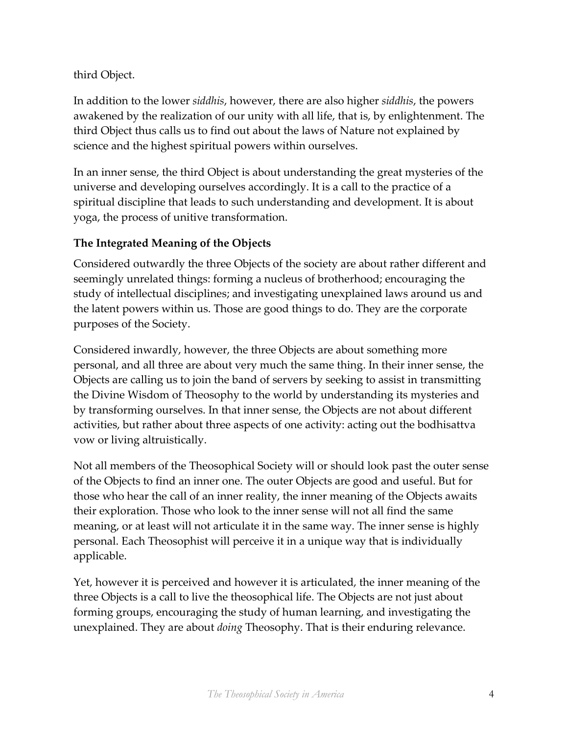third Object.

In addition to the lower *siddhis*, however, there are also higher *siddhis*, the powers awakened by the realization of our unity with all life, that is, by enlightenment. The third Object thus calls us to find out about the laws of Nature not explained by science and the highest spiritual powers within ourselves.

In an inner sense, the third Object is about understanding the great mysteries of the universe and developing ourselves accordingly. It is a call to the practice of a spiritual discipline that leads to such understanding and development. It is about yoga, the process of unitive transformation.

### The Integrated Meaning of the Objects

Considered outwardly the three Objects of the society are about rather different and seemingly unrelated things: forming a nucleus of brotherhood; encouraging the study of intellectual disciplines; and investigating unexplained laws around us and the latent powers within us. Those are good things to do. They are the corporate purposes of the Society.

Considered inwardly, however, the three Objects are about something more personal, and all three are about very much the same thing. In their inner sense, the Objects are calling us to join the band of servers by seeking to assist in transmitting the Divine Wisdom of Theosophy to the world by understanding its mysteries and by transforming ourselves. In that inner sense, the Objects are not about different activities, but rather about three aspects of one activity: acting out the bodhisattva vow or living altruistically.

Not all members of the Theosophical Society will or should look past the outer sense of the Objects to find an inner one. The outer Objects are good and useful. But for those who hear the call of an inner reality, the inner meaning of the Objects awaits their exploration. Those who look to the inner sense will not all find the same meaning, or at least will not articulate it in the same way. The inner sense is highly personal. Each Theosophist will perceive it in a unique way that is individually applicable.

Yet, however it is perceived and however it is articulated, the inner meaning of the three Objects is a call to live the theosophical life. The Objects are not just about forming groups, encouraging the study of human learning, and investigating the unexplained. They are about *doing* Theosophy. That is their enduring relevance.